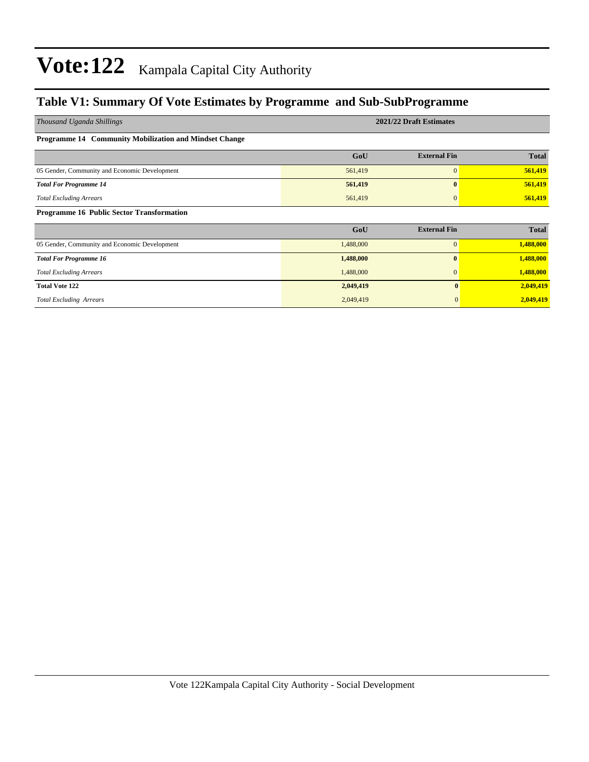# Vote:122 Kampala Capital City Authority

## Table V1: Summary Of Vote Estimates by Programme and Sub-SubProgramme

| *Thousand Uganda Shillings* | 2021/22 Draft Estimates | | |
|---|---|---|---|
| **Programme 14 Community Mobilization and Mindset Change** | | | |
| | **GoU** | **External Fin** | **Total** |
| 05 Gender, Community and Economic Development | 561,419 | 0 | **561,419** |
| ***Total For Programme 14*** | **561,419** | **0** | **561,419** |
| *Total Excluding Arrears* | 561,419 | 0 | **561,419** |
| **Programme 16 Public Sector Transformation** | | | |
| | **GoU** | **External Fin** | **Total** |
| 05 Gender, Community and Economic Development | 1,488,000 | 0 | **1,488,000** |
| ***Total For Programme 16*** | **1,488,000** | **0** | **1,488,000** |
| *Total Excluding Arrears* | 1,488,000 | 0 | **1,488,000** |
| **Total Vote 122** | **2,049,419** | **0** | **2,049,419** |
| *Total Excluding Arrears* | 2,049,419 | 0 | **2,049,419** |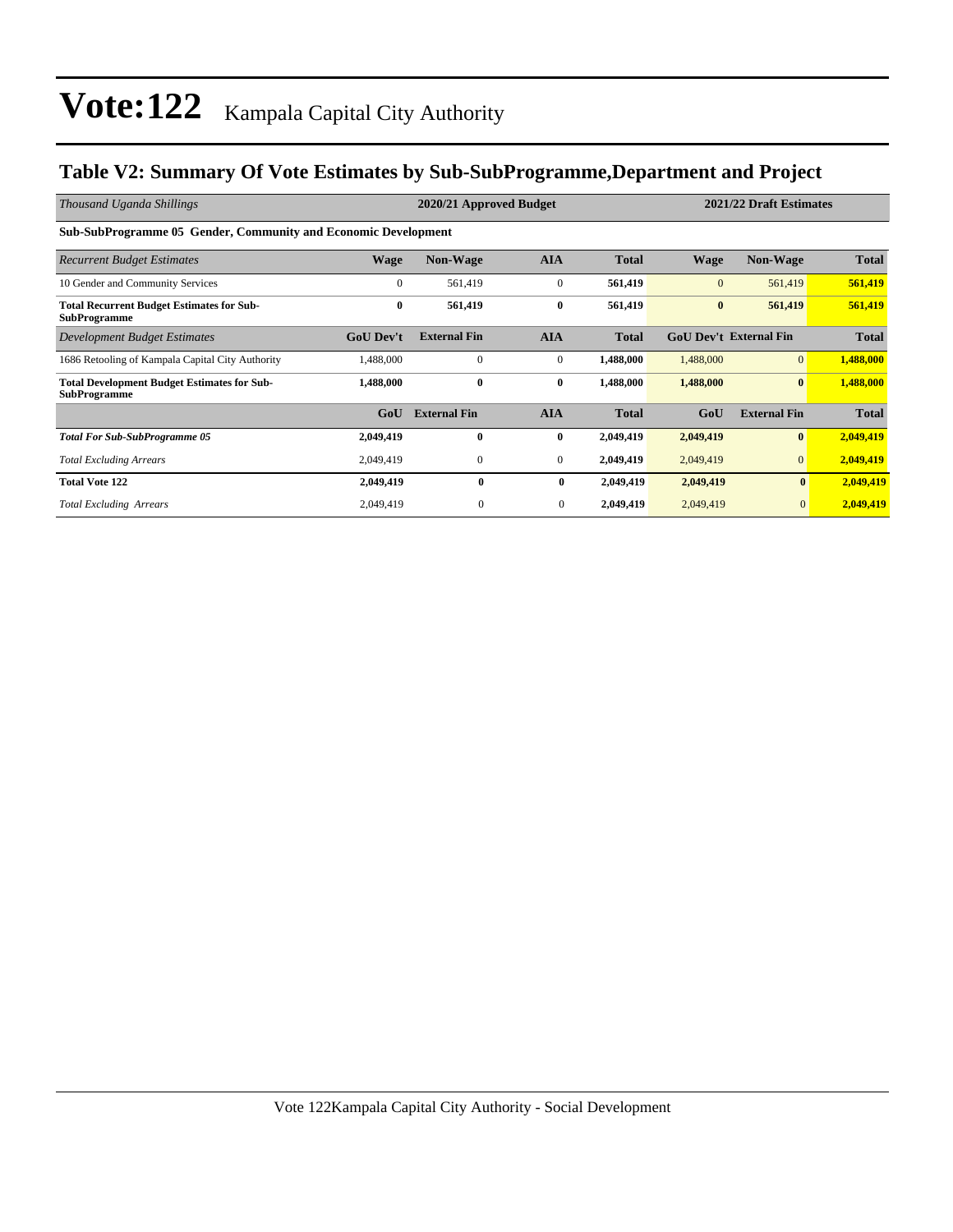# Vote:122 Kampala Capital City Authority

## Table V2: Summary Of Vote Estimates by Sub-SubProgramme,Department and Project

| *Thousand Uganda Shillings* | 2020/21 Approved Budget | | | | 2021/22 Draft Estimates | | |
|---|---|---|---|---|---|---|---|
| **Sub-SubProgramme 05 Gender, Community and Economic Development** | | | | | | | |
| *Recurrent Budget Estimates* | **Wage** | **Non-Wage** | **AIA** | **Total** | **Wage** | **Non-Wage** | **Total** |
| 10 Gender and Community Services | 0 | 561,419 | 0 | **561,419** | 0 | 561,419 | **561,419** |
| **Total Recurrent Budget Estimates for Sub-SubProgramme** | **0** | **561,419** | **0** | **561,419** | **0** | **561,419** | **561,419** |
| *Development Budget Estimates* | **GoU Dev't** | **External Fin** | **AIA** | **Total** | **GoU Dev't** | **External Fin** | **Total** |
| 1686 Retooling of Kampala Capital City Authority | 1,488,000 | 0 | 0 | **1,488,000** | 1,488,000 | 0 | **1,488,000** |
| **Total Development Budget Estimates for Sub-SubProgramme** | **1,488,000** | **0** | **0** | **1,488,000** | **1,488,000** | **0** | **1,488,000** |
| | **GoU** | **External Fin** | **AIA** | **Total** | **GoU** | **External Fin** | **Total** |
| ***Total For Sub-SubProgramme 05*** | **2,049,419** | **0** | **0** | **2,049,419** | **2,049,419** | **0** | **2,049,419** |
| *Total Excluding Arrears* | 2,049,419 | 0 | 0 | **2,049,419** | 2,049,419 | 0 | **2,049,419** |
| **Total Vote 122** | **2,049,419** | **0** | **0** | **2,049,419** | **2,049,419** | **0** | **2,049,419** |
| *Total Excluding Arrears* | 2,049,419 | 0 | 0 | **2,049,419** | 2,049,419 | 0 | **2,049,419** |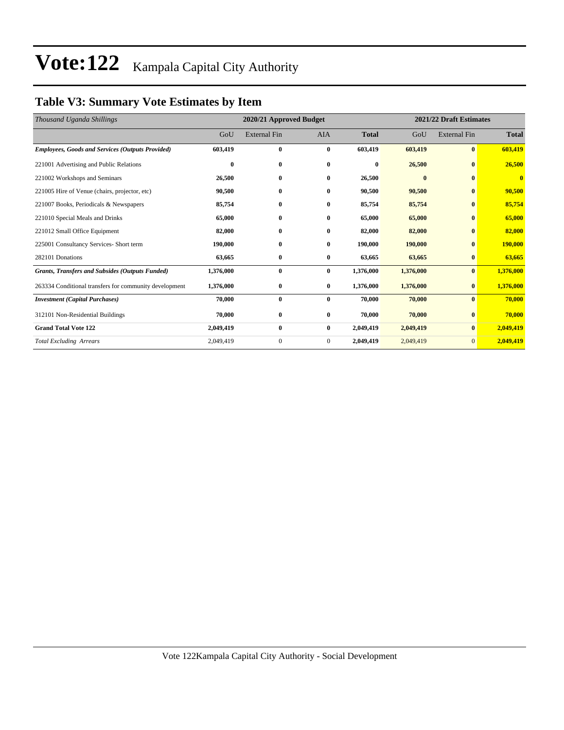# Vote:122 Kampala Capital City Authority

## Table V3: Summary Vote Estimates by Item

| *Thousand Uganda Shillings* | 2020/21 Approved Budget | | | | 2021/22 Draft Estimates | | |
|---|---|---|---|---|---|---|---|
| | GoU | External Fin | AIA | **Total** | GoU | External Fin | **Total** |
| ***Employees, Goods and Services (Outputs Provided)*** | **603,419** | **0** | **0** | **603,419** | **603,419** | **0** | **603,419** |
| 221001 Advertising and Public Relations | **0** | **0** | **0** | **0** | **26,500** | **0** | **26,500** |
| 221002 Workshops and Seminars | **26,500** | **0** | **0** | **26,500** | **0** | **0** | **0** |
| 221005 Hire of Venue (chairs, projector, etc) | **90,500** | **0** | **0** | **90,500** | **90,500** | **0** | **90,500** |
| 221007 Books, Periodicals & Newspapers | **85,754** | **0** | **0** | **85,754** | **85,754** | **0** | **85,754** |
| 221010 Special Meals and Drinks | **65,000** | **0** | **0** | **65,000** | **65,000** | **0** | **65,000** |
| 221012 Small Office Equipment | **82,000** | **0** | **0** | **82,000** | **82,000** | **0** | **82,000** |
| 225001 Consultancy Services- Short term | **190,000** | **0** | **0** | **190,000** | **190,000** | **0** | **190,000** |
| 282101 Donations | **63,665** | **0** | **0** | **63,665** | **63,665** | **0** | **63,665** |
| ***Grants, Transfers and Subsides (Outputs Funded)*** | **1,376,000** | **0** | **0** | **1,376,000** | **1,376,000** | **0** | **1,376,000** |
| 263334 Conditional transfers for community development | **1,376,000** | **0** | **0** | **1,376,000** | **1,376,000** | **0** | **1,376,000** |
| ***Investment (Capital Purchases)*** | **70,000** | **0** | **0** | **70,000** | **70,000** | **0** | **70,000** |
| 312101 Non-Residential Buildings | **70,000** | **0** | **0** | **70,000** | **70,000** | **0** | **70,000** |
| **Grand Total Vote 122** | **2,049,419** | **0** | **0** | **2,049,419** | **2,049,419** | **0** | **2,049,419** |
| *Total Excluding Arrears* | 2,049,419 | 0 | 0 | **2,049,419** | 2,049,419 | 0 | **2,049,419** |

Vote 122Kampala Capital City Authority - Social Development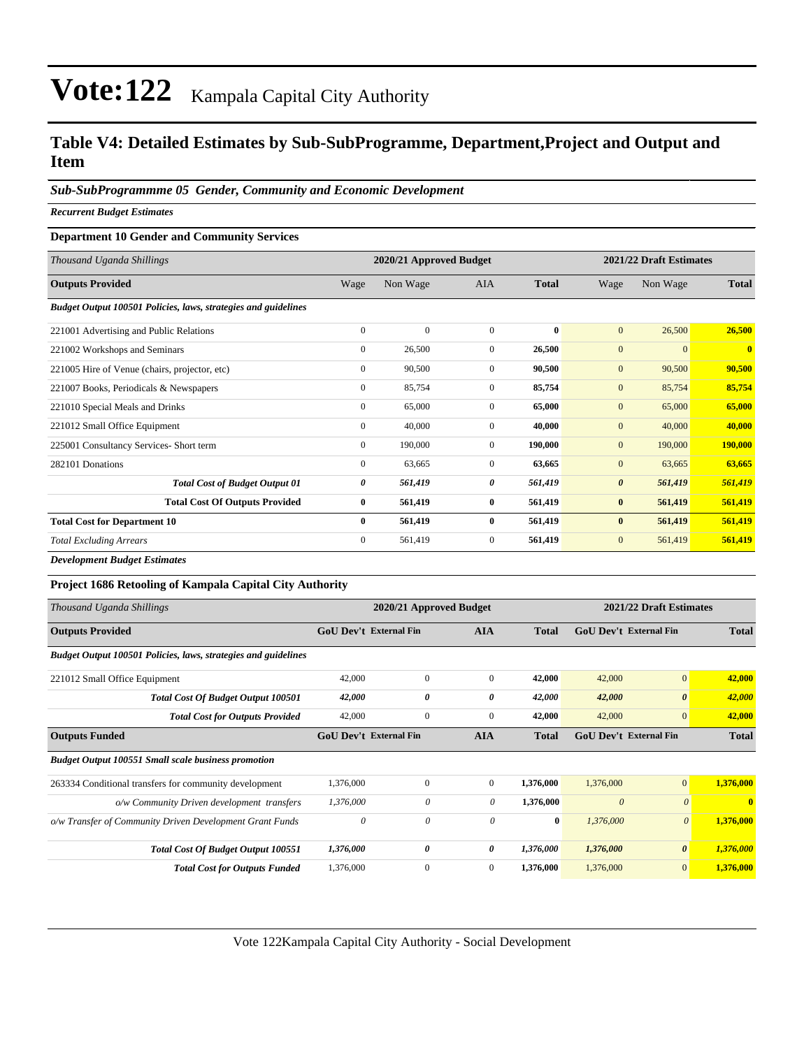# Vote:122 Kampala Capital City Authority

## Table V4: Detailed Estimates by Sub-SubProgramme, Department,Project and Output and Item

### *Sub-SubProgrammme 05 Gender, Community and Economic Development*

***Recurrent Budget Estimates***

**Department 10 Gender and Community Services**

| *Thousand Uganda Shillings* | 2020/21 Approved Budget | | | | 2021/22 Draft Estimates | | |
|---|---|---|---|---|---|---|---|
| **Outputs Provided** | Wage | Non Wage | AIA | **Total** | Wage | Non Wage | **Total** |
| ***Budget Output 100501 Policies, laws, strategies and guidelines*** | | | | | | | |
| 221001 Advertising and Public Relations | 0 | 0 | 0 | **0** | 0 | 26,500 | **26,500** |
| 221002 Workshops and Seminars | 0 | 26,500 | 0 | **26,500** | 0 | 0 | **0** |
| 221005 Hire of Venue (chairs, projector, etc) | 0 | 90,500 | 0 | **90,500** | 0 | 90,500 | **90,500** |
| 221007 Books, Periodicals & Newspapers | 0 | 85,754 | 0 | **85,754** | 0 | 85,754 | **85,754** |
| 221010 Special Meals and Drinks | 0 | 65,000 | 0 | **65,000** | 0 | 65,000 | **65,000** |
| 221012 Small Office Equipment | 0 | 40,000 | 0 | **40,000** | 0 | 40,000 | **40,000** |
| 225001 Consultancy Services- Short term | 0 | 190,000 | 0 | **190,000** | 0 | 190,000 | **190,000** |
| 282101 Donations | 0 | 63,665 | 0 | **63,665** | 0 | 63,665 | **63,665** |
| ***Total Cost of Budget Output 01*** | ***0*** | ***561,419*** | ***0*** | ***561,419*** | ***0*** | ***561,419*** | ***561,419*** |
| **Total Cost Of Outputs Provided** | **0** | **561,419** | **0** | **561,419** | **0** | **561,419** | **561,419** |
| **Total Cost for Department 10** | **0** | **561,419** | **0** | **561,419** | **0** | **561,419** | **561,419** |
| *Total Excluding Arrears* | 0 | 561,419 | 0 | **561,419** | 0 | 561,419 | **561,419** |

***Development Budget Estimates***

**Project 1686 Retooling of Kampala Capital City Authority**

| *Thousand Uganda Shillings* | 2020/21 Approved Budget | | | | 2021/22 Draft Estimates | | |
|---|---|---|---|---|---|---|---|
| **Outputs Provided** | **GoU Dev't** | **External Fin** | **AIA** | **Total** | **GoU Dev't** | **External Fin** | **Total** |
| ***Budget Output 100501 Policies, laws, strategies and guidelines*** | | | | | | | |
| 221012 Small Office Equipment | 42,000 | 0 | 0 | **42,000** | 42,000 | 0 | **42,000** |
| ***Total Cost Of Budget Output 100501*** | ***42,000*** | ***0*** | ***0*** | ***42,000*** | ***42,000*** | ***0*** | ***42,000*** |
| ***Total Cost for Outputs Provided*** | 42,000 | 0 | 0 | **42,000** | 42,000 | 0 | **42,000** |
| **Outputs Funded** | **GoU Dev't** | **External Fin** | **AIA** | **Total** | **GoU Dev't** | **External Fin** | **Total** |
| ***Budget Output 100551 Small scale business promotion*** | | | | | | | |
| 263334 Conditional transfers for community development | 1,376,000 | 0 | 0 | **1,376,000** | 1,376,000 | 0 | **1,376,000** |
| *o/w Community Driven development transfers* | *1,376,000* | *0* | *0* | **1,376,000** | *0* | *0* | **0** |
| *o/w Transfer of Community Driven Development Grant Funds* | *0* | *0* | *0* | **0** | *1,376,000* | *0* | **1,376,000** |
| ***Total Cost Of Budget Output 100551*** | ***1,376,000*** | ***0*** | ***0*** | ***1,376,000*** | ***1,376,000*** | ***0*** | ***1,376,000*** |
| ***Total Cost for Outputs Funded*** | 1,376,000 | 0 | 0 | **1,376,000** | 1,376,000 | 0 | **1,376,000** |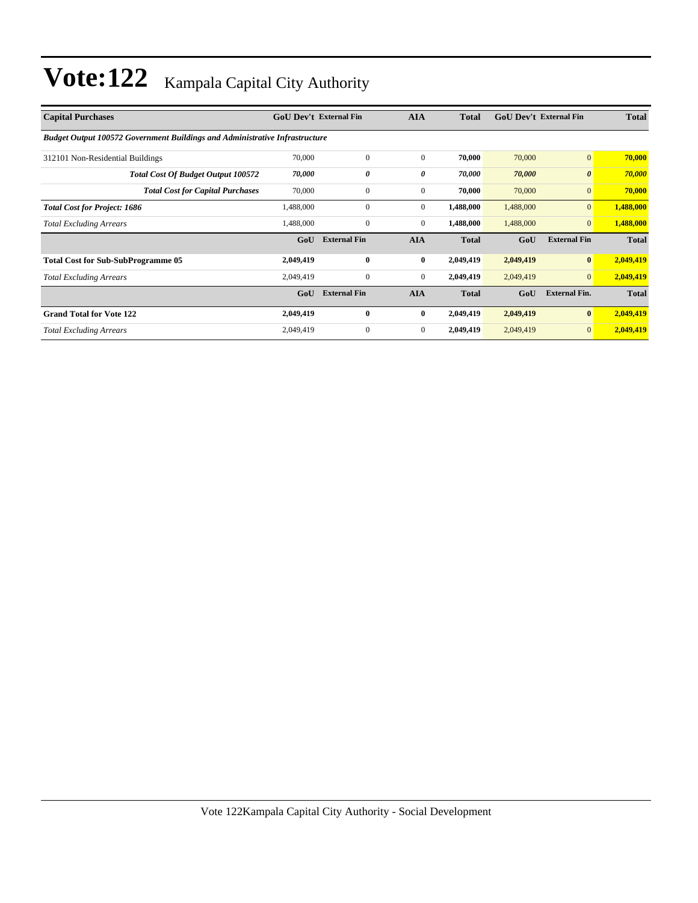# Vote:122 Kampala Capital City Authority

| Capital Purchases | GoU Dev't | External Fin | AIA | Total | GoU Dev't | External Fin | Total |
|---|---|---|---|---|---|---|---|
| ***Budget Output 100572 Government Buildings and Administrative Infrastructure*** | | | | | | | |
| 312101 Non-Residential Buildings | 70,000 | 0 | 0 | **70,000** | 70,000 | 0 | **70,000** |
| ***Total Cost Of Budget Output 100572*** | ***70,000*** | ***0*** | ***0*** | ***70,000*** | ***70,000*** | ***0*** | ***70,000*** |
| ***Total Cost for Capital Purchases*** | 70,000 | 0 | 0 | **70,000** | 70,000 | 0 | **70,000** |
| ***Total Cost for Project: 1686*** | 1,488,000 | 0 | 0 | **1,488,000** | 1,488,000 | 0 | **1,488,000** |
| *Total Excluding Arrears* | 1,488,000 | 0 | 0 | **1,488,000** | 1,488,000 | 0 | **1,488,000** |
| | **GoU** | **External Fin** | **AIA** | **Total** | **GoU** | **External Fin** | **Total** |
| **Total Cost for Sub-SubProgramme 05** | **2,049,419** | **0** | **0** | **2,049,419** | **2,049,419** | **0** | **2,049,419** |
| *Total Excluding Arrears* | 2,049,419 | 0 | 0 | **2,049,419** | 2,049,419 | 0 | **2,049,419** |
| | **GoU** | **External Fin** | **AIA** | **Total** | **GoU** | **External Fin.** | **Total** |
| **Grand Total for Vote 122** | **2,049,419** | **0** | **0** | **2,049,419** | **2,049,419** | **0** | **2,049,419** |
| *Total Excluding Arrears* | 2,049,419 | 0 | 0 | **2,049,419** | 2,049,419 | 0 | **2,049,419** |